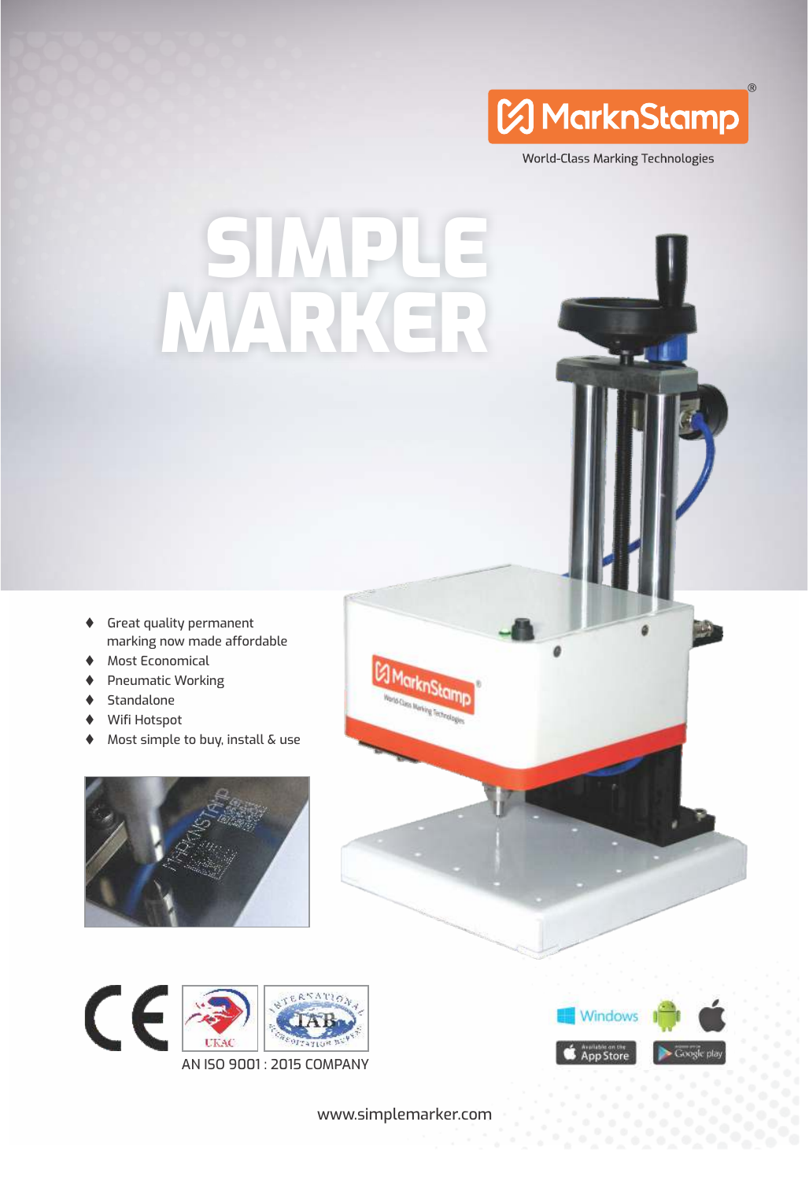MarknStamp®

World-Class Marking Technologies

# SIMPLE MARKER

- Great quality permanent marking now made affordable
- Most Economical
- Pneumatic Working
- Standalone
- Wifi Hotspot
- Most simple to buy, install & use

AN ISO 9001 : 2015 COMPANY

www.simplemarker.com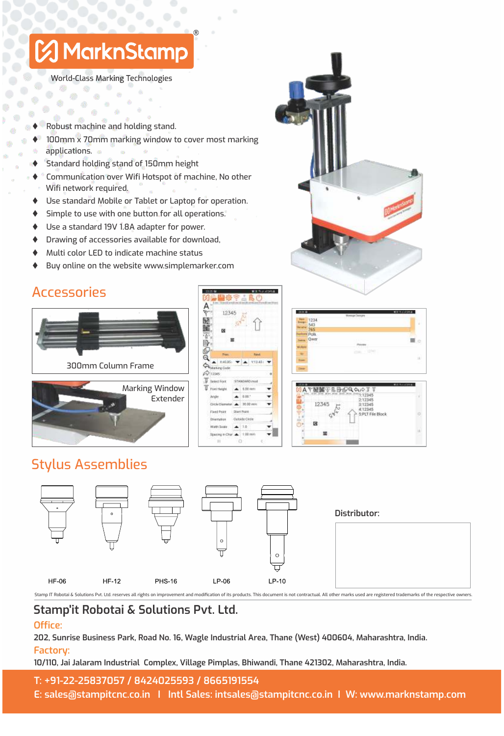# MarknStamp®

World-Class Marking Technologies

- Robust machine and holding stand.
- 100mm x 70mm marking window to cover most marking applications.
- Standard holding stand of 150mm height
- Communication over Wifi Hotspot of machine, No other Wifi network required.
- Use standard Mobile or Tablet or Laptop for operation.
- Simple to use with one button for all operations.
- Use a standard 19V 1.8A adapter for power.
- Drawing of accessories available for download.
- Multi color LED to indicate machine status
- Buy online on the website www.simplemarker.com

## Accessories

300mm Column Frame

Marking Window Extender

## Stylus Assemblies

HF-06

HF-12

PHS-16

LP-06

LP-10

**Distributor:**

Stamp IT Robotai & Solutions Pvt. Ltd. reserves all rights on improvement and modification of its products. This document is not contractual. All other marks used are registered trademarks of the respective owners.

## Stamp'it Robotai & Solutions Pvt. Ltd.

**Office:**

202, Sunrise Business Park, Road No. 16, Wagle Industrial Area, Thane (West) 400604, Maharashtra, India.

**Factory:**

10/110, Jai Jalaram Industrial Complex, Village Pimplas, Bhiwandi, Thane 421302, Maharashtra, India.

T: +91-22-25837057 / 8424025593 / 8665191554

E: sales@stampitcnc.co.in | Intl Sales: intsales@stampitcnc.co.in | W: www.marknstamp.com